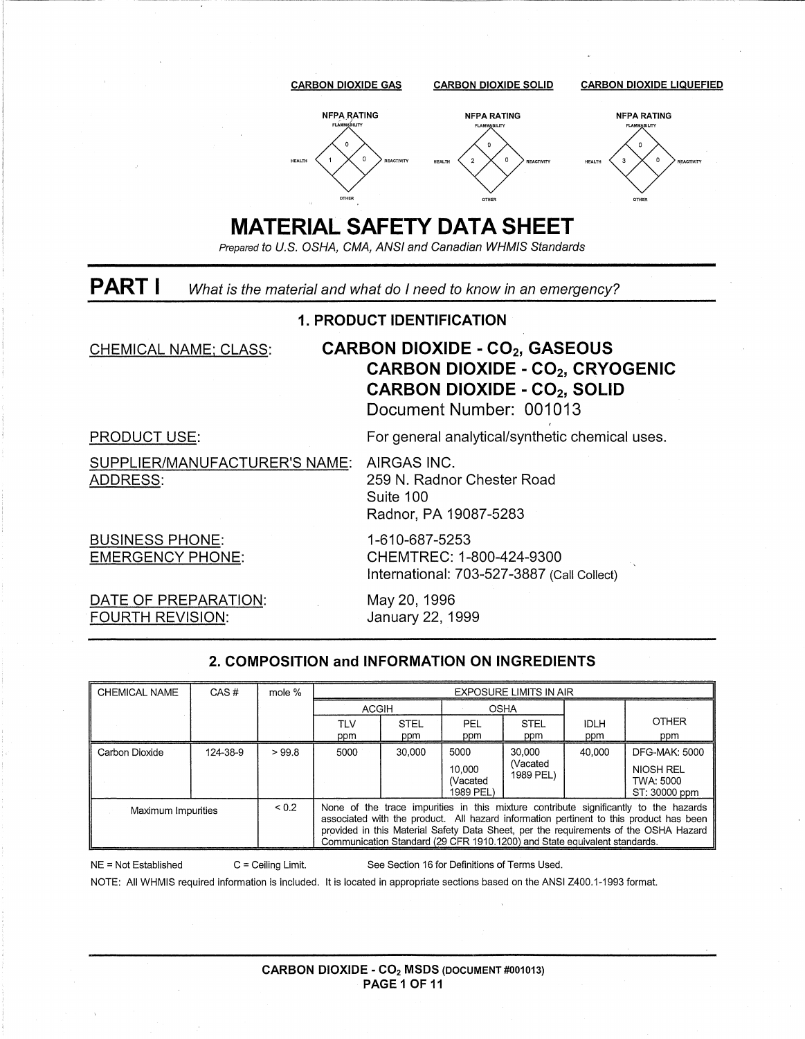**CARBON DIOXIDE GAS**

NFPA RATING — FLAMMABILITY: 0, HEALTH: 1, REACTIVITY: 0, OTHER

**CARBON DIOXIDE SOLID**

NFPA RATING — FLAMMABILITY: 0, HEALTH: 2, REACTIVITY: 0, OTHER

**CARBON DIOXIDE LIQUEFIED**

NFPA RATING — FLAMMABILITY: 0, HEALTH: 3, REACTIVITY: 0, OTHER

# MATERIAL SAFETY DATA SHEET

*Prepared to U.S. OSHA, CMA, ANSI and Canadian WHMIS Standards*

## PART I *What is the material and what do I need to know in an emergency?*

### 1. PRODUCT IDENTIFICATION

CHEMICAL NAME; CLASS: **CARBON DIOXIDE - $CO_2$, GASEOUS**
**CARBON DIOXIDE - $CO_2$, CRYOGENIC**
**CARBON DIOXIDE - $CO_2$, SOLID**
Document Number: 001013

PRODUCT USE: For general analytical/synthetic chemical uses.

SUPPLIER/MANUFACTURER'S NAME: AIRGAS INC.
ADDRESS: 259 N. Radnor Chester Road
Suite 100
Radnor, PA 19087-5283

BUSINESS PHONE: 1-610-687-5253
EMERGENCY PHONE: CHEMTREC: 1-800-424-9300
International: 703-527-3887 (Call Collect)

DATE OF PREPARATION: May 20, 1996
FOURTH REVISION: January 22, 1999

### 2. COMPOSITION and INFORMATION ON INGREDIENTS

| CHEMICAL NAME | CAS # | mole % | EXPOSURE LIMITS IN AIR | | | | | |
|---|---|---|---|---|---|---|---|---|
| | | | ACGIH | | OSHA | | | |
| | | | TLV ppm | STEL ppm | PEL ppm | STEL ppm | IDLH ppm | OTHER ppm |
| Carbon Dioxide | 124-38-9 | > 99.8 | 5000 | 30,000 | 5000<br>10,000 (Vacated 1989 PEL) | 30,000 (Vacated 1989 PEL) | 40,000 | DFG-MAK: 5000<br>NIOSH REL TWA: 5000<br>ST: 30000 ppm |
| Maximum Impurities | | < 0.2 | None of the trace impurities in this mixture contribute significantly to the hazards associated with the product. All hazard information pertinent to this product has been provided in this Material Safety Data Sheet, per the requirements of the OSHA Hazard Communication Standard (29 CFR 1910.1200) and State equivalent standards. | | | | | |

NE = Not Established C = Ceiling Limit. See Section 16 for Definitions of Terms Used.

NOTE: All WHMIS required information is included. It is located in appropriate sections based on the ANSI Z400.1-1993 format.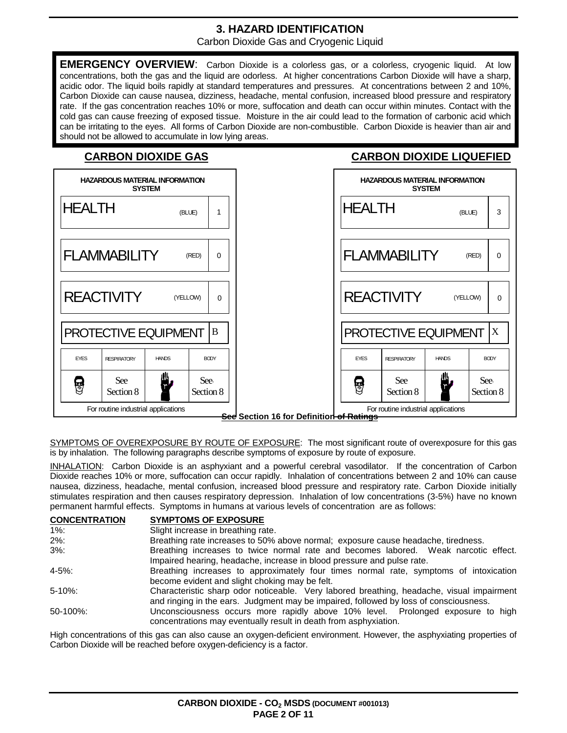# 3. HAZARD IDENTIFICATION

Carbon Dioxide Gas and Cryogenic Liquid

**EMERGENCY OVERVIEW**: Carbon Dioxide is a colorless gas, or a colorless, cryogenic liquid. At low concentrations, both the gas and the liquid are odorless. At higher concentrations Carbon Dioxide will have a sharp, acidic odor. The liquid boils rapidly at standard temperatures and pressures. At concentrations between 2 and 10%, Carbon Dioxide can cause nausea, dizziness, headache, mental confusion, increased blood pressure and respiratory rate. If the gas concentration reaches 10% or more, suffocation and death can occur within minutes. Contact with the cold gas can cause freezing of exposed tissue. Moisture in the air could lead to the formation of carbonic acid which can be irritating to the eyes. All forms of Carbon Dioxide are non-combustible. Carbon Dioxide is heavier than air and should not be allowed to accumulate in low lying areas.

## CARBON DIOXIDE GAS

**HAZARDOUS MATERIAL INFORMATION SYSTEM**

| Category | Color | Rating |
|---|---|---|
| HEALTH | (BLUE) | 1 |
| FLAMMABILITY | (RED) | 0 |
| REACTIVITY | (YELLOW) | 0 |
| PROTECTIVE EQUIPMENT | | B |

| EYES | RESPIRATORY | HANDS | BODY |
|---|---|---|---|
| | See Section 8 | | See Section 8 |

For routine industrial applications

## CARBON DIOXIDE LIQUEFIED

**HAZARDOUS MATERIAL INFORMATION SYSTEM**

| Category | Color | Rating |
|---|---|---|
| HEALTH | (BLUE) | 3 |
| FLAMMABILITY | (RED) | 0 |
| REACTIVITY | (YELLOW) | 0 |
| PROTECTIVE EQUIPMENT | | X |

| EYES | RESPIRATORY | HANDS | BODY |
|---|---|---|---|
| | See Section 8 | | See Section 8 |

For routine industrial applications

**See Section 16 for Definition of Ratings**

SYMPTOMS OF OVEREXPOSURE BY ROUTE OF EXPOSURE: The most significant route of overexposure for this gas is by inhalation. The following paragraphs describe symptoms of exposure by route of exposure.

INHALATION: Carbon Dioxide is an asphyxiant and a powerful cerebral vasodilator. If the concentration of Carbon Dioxide reaches 10% or more, suffocation can occur rapidly. Inhalation of concentrations between 2 and 10% can cause nausea, dizziness, headache, mental confusion, increased blood pressure and respiratory rate. Carbon Dioxide initially stimulates respiration and then causes respiratory depression. Inhalation of low concentrations (3-5%) have no known permanent harmful effects. Symptoms in humans at various levels of concentration are as follows:

| CONCENTRATION | SYMPTOMS OF EXPOSURE |
|---|---|
| 1%: | Slight increase in breathing rate. |
| 2%: | Breathing rate increases to 50% above normal; exposure cause headache, tiredness. |
| 3%: | Breathing increases to twice normal rate and becomes labored. Weak narcotic effect. Impaired hearing, headache, increase in blood pressure and pulse rate. |
| 4-5%: | Breathing increases to approximately four times normal rate, symptoms of intoxication become evident and slight choking may be felt. |
| 5-10%: | Characteristic sharp odor noticeable. Very labored breathing, headache, visual impairment and ringing in the ears. Judgment may be impaired, followed by loss of consciousness. |
| 50-100%: | Unconsciousness occurs more rapidly above 10% level. Prolonged exposure to high concentrations may eventually result in death from asphyxiation. |

High concentrations of this gas can also cause an oxygen-deficient environment. However, the asphyxiating properties of Carbon Dioxide will be reached before oxygen-deficiency is a factor.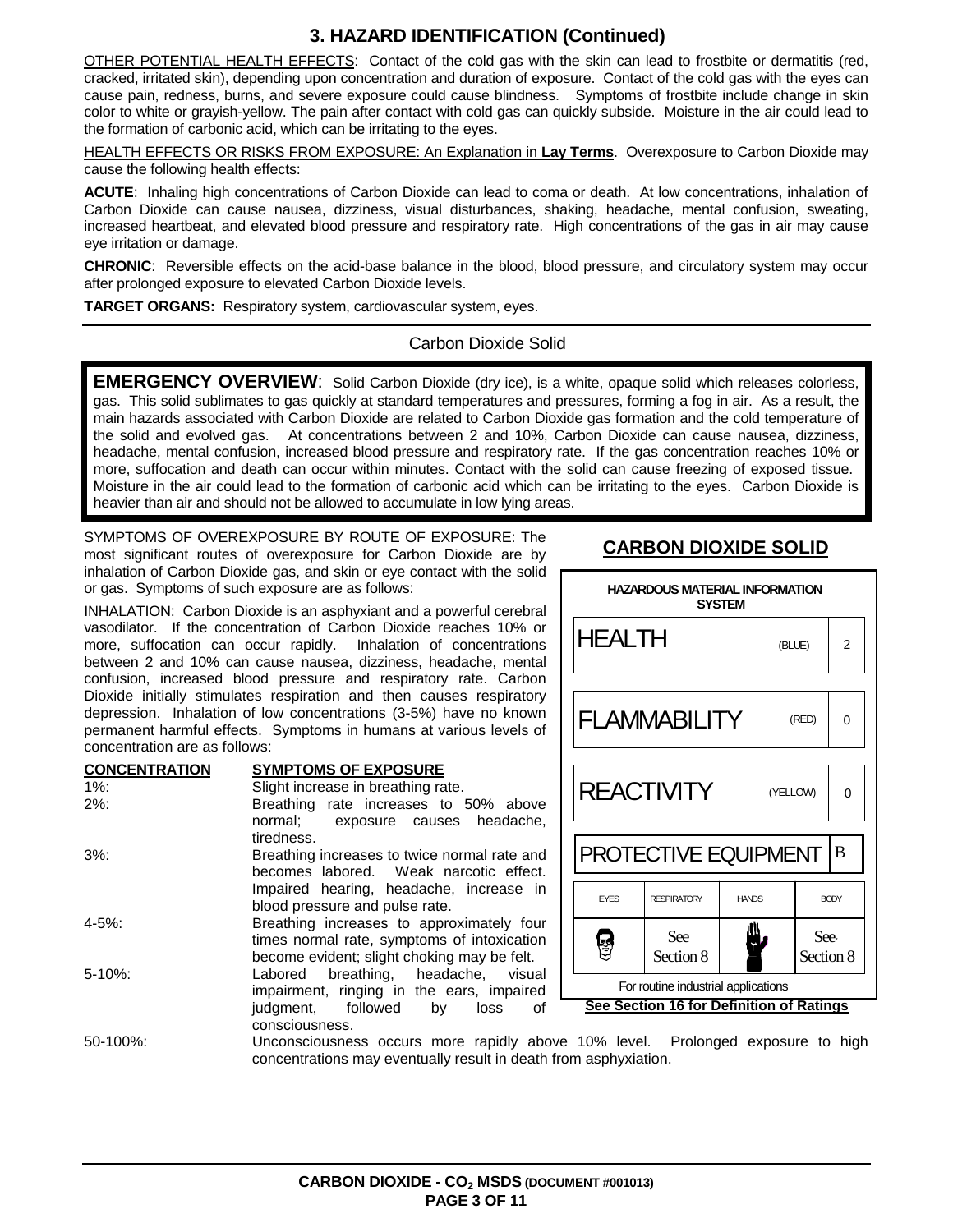## 3. HAZARD IDENTIFICATION (Continued)

OTHER POTENTIAL HEALTH EFFECTS: Contact of the cold gas with the skin can lead to frostbite or dermatitis (red, cracked, irritated skin), depending upon concentration and duration of exposure. Contact of the cold gas with the eyes can cause pain, redness, burns, and severe exposure could cause blindness. Symptoms of frostbite include change in skin color to white or grayish-yellow. The pain after contact with cold gas can quickly subside. Moisture in the air could lead to the formation of carbonic acid, which can be irritating to the eyes.

HEALTH EFFECTS OR RISKS FROM EXPOSURE: An Explanation in **Lay Terms**. Overexposure to Carbon Dioxide may cause the following health effects:

**ACUTE**: Inhaling high concentrations of Carbon Dioxide can lead to coma or death. At low concentrations, inhalation of Carbon Dioxide can cause nausea, dizziness, visual disturbances, shaking, headache, mental confusion, sweating, increased heartbeat, and elevated blood pressure and respiratory rate. High concentrations of the gas in air may cause eye irritation or damage.

**CHRONIC**: Reversible effects on the acid-base balance in the blood, blood pressure, and circulatory system may occur after prolonged exposure to elevated Carbon Dioxide levels.

**TARGET ORGANS:** Respiratory system, cardiovascular system, eyes.

### Carbon Dioxide Solid

**EMERGENCY OVERVIEW**: Solid Carbon Dioxide (dry ice), is a white, opaque solid which releases colorless, gas. This solid sublimates to gas quickly at standard temperatures and pressures, forming a fog in air. As a result, the main hazards associated with Carbon Dioxide are related to Carbon Dioxide gas formation and the cold temperature of the solid and evolved gas. At concentrations between 2 and 10%, Carbon Dioxide can cause nausea, dizziness, headache, mental confusion, increased blood pressure and respiratory rate. If the gas concentration reaches 10% or more, suffocation and death can occur within minutes. Contact with the solid can cause freezing of exposed tissue. Moisture in the air could lead to the formation of carbonic acid which can be irritating to the eyes. Carbon Dioxide is heavier than air and should not be allowed to accumulate in low lying areas.

SYMPTOMS OF OVEREXPOSURE BY ROUTE OF EXPOSURE: The most significant routes of overexposure for Carbon Dioxide are by inhalation of Carbon Dioxide gas, and skin or eye contact with the solid or gas. Symptoms of such exposure are as follows:

INHALATION: Carbon Dioxide is an asphyxiant and a powerful cerebral vasodilator. If the concentration of Carbon Dioxide reaches 10% or more, suffocation can occur rapidly. Inhalation of concentrations between 2 and 10% can cause nausea, dizziness, headache, mental confusion, increased blood pressure and respiratory rate. Carbon Dioxide initially stimulates respiration and then causes respiratory depression. Inhalation of low concentrations (3-5%) have no known permanent harmful effects. Symptoms in humans at various levels of concentration are as follows:

| CONCENTRATION | SYMPTOMS OF EXPOSURE |
|---|---|
| 1%: | Slight increase in breathing rate. |
| 2%: | Breathing rate increases to 50% above normal; exposure causes headache, tiredness. |
| 3%: | Breathing increases to twice normal rate and becomes labored. Weak narcotic effect. Impaired hearing, headache, increase in blood pressure and pulse rate. |
| 4-5%: | Breathing increases to approximately four times normal rate, symptoms of intoxication become evident; slight choking may be felt. |
| 5-10%: | Labored breathing, headache, visual impairment, ringing in the ears, impaired judgment, followed by loss of consciousness. |
| 50-100%: | Unconsciousness occurs more rapidly above 10% level. Prolonged exposure to high concentrations may eventually result in death from asphyxiation. |

### CARBON DIOXIDE SOLID

| HAZARDOUS MATERIAL INFORMATION SYSTEM | | | |
|---|---|---|---|
| HEALTH | (BLUE) | | 2 |
| FLAMMABILITY | (RED) | | 0 |
| REACTIVITY | (YELLOW) | | 0 |
| PROTECTIVE EQUIPMENT | | | B |
| EYES | RESPIRATORY | HANDS | BODY |
| | See Section 8 | | See Section 8 |

For routine industrial applications

**See Section 16 for Definition of Ratings**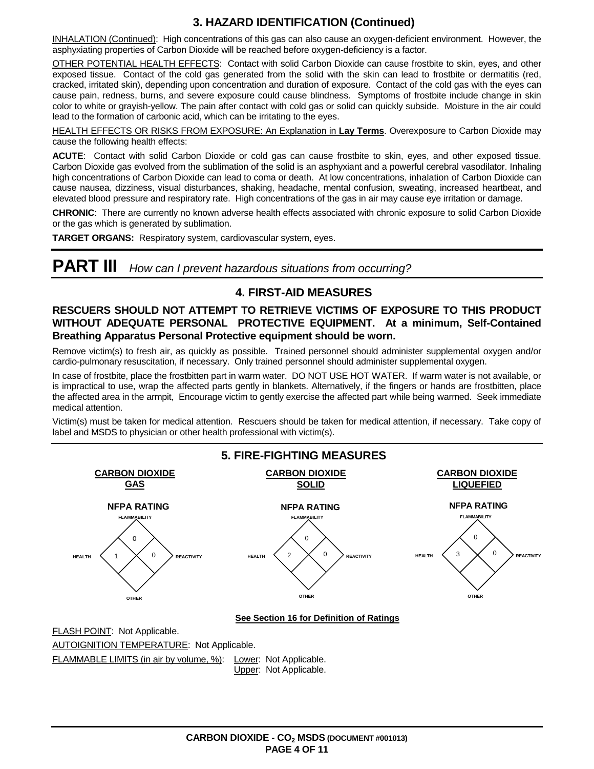## 3. HAZARD IDENTIFICATION (Continued)

INHALATION (Continued): High concentrations of this gas can also cause an oxygen-deficient environment. However, the asphyxiating properties of Carbon Dioxide will be reached before oxygen-deficiency is a factor.

OTHER POTENTIAL HEALTH EFFECTS: Contact with solid Carbon Dioxide can cause frostbite to skin, eyes, and other exposed tissue. Contact of the cold gas generated from the solid with the skin can lead to frostbite or dermatitis (red, cracked, irritated skin), depending upon concentration and duration of exposure. Contact of the cold gas with the eyes can cause pain, redness, burns, and severe exposure could cause blindness. Symptoms of frostbite include change in skin color to white or grayish-yellow. The pain after contact with cold gas or solid can quickly subside. Moisture in the air could lead to the formation of carbonic acid, which can be irritating to the eyes.

HEALTH EFFECTS OR RISKS FROM EXPOSURE: An Explanation in **Lay Terms**. Overexposure to Carbon Dioxide may cause the following health effects:

**ACUTE**: Contact with solid Carbon Dioxide or cold gas can cause frostbite to skin, eyes, and other exposed tissue. Carbon Dioxide gas evolved from the sublimation of the solid is an asphyxiant and a powerful cerebral vasodilator. Inhaling high concentrations of Carbon Dioxide can lead to coma or death. At low concentrations, inhalation of Carbon Dioxide can cause nausea, dizziness, visual disturbances, shaking, headache, mental confusion, sweating, increased heartbeat, and elevated blood pressure and respiratory rate. High concentrations of the gas in air may cause eye irritation or damage.

**CHRONIC**: There are currently no known adverse health effects associated with chronic exposure to solid Carbon Dioxide or the gas which is generated by sublimation.

**TARGET ORGANS:** Respiratory system, cardiovascular system, eyes.

# PART III *How can I prevent hazardous situations from occurring?*

## 4. FIRST-AID MEASURES

**RESCUERS SHOULD NOT ATTEMPT TO RETRIEVE VICTIMS OF EXPOSURE TO THIS PRODUCT WITHOUT ADEQUATE PERSONAL PROTECTIVE EQUIPMENT. At a minimum, Self-Contained Breathing Apparatus Personal Protective equipment should be worn.**

Remove victim(s) to fresh air, as quickly as possible. Trained personnel should administer supplemental oxygen and/or cardio-pulmonary resuscitation, if necessary. Only trained personnel should administer supplemental oxygen.

In case of frostbite, place the frostbitten part in warm water. DO NOT USE HOT WATER. If warm water is not available, or is impractical to use, wrap the affected parts gently in blankets. Alternatively, if the fingers or hands are frostbitten, place the affected area in the armpit, Encourage victim to gently exercise the affected part while being warmed. Seek immediate medical attention.

Victim(s) must be taken for medical attention. Rescuers should be taken for medical attention, if necessary. Take copy of label and MSDS to physician or other health professional with victim(s).

## 5. FIRE-FIGHTING MEASURES

| NFPA RATING | CARBON DIOXIDE GAS | CARBON DIOXIDE SOLID | CARBON DIOXIDE LIQUEFIED |
|---|---|---|---|
| FLAMMABILITY | 0 | 0 | 0 |
| HEALTH | 1 | 2 | 3 |
| REACTIVITY | 0 | 0 | 0 |
| OTHER | | | |

**See Section 16 for Definition of Ratings**

FLASH POINT: Not Applicable.

AUTOIGNITION TEMPERATURE: Not Applicable.

FLAMMABLE LIMITS (in air by volume, %): Lower: Not Applicable.
Upper: Not Applicable.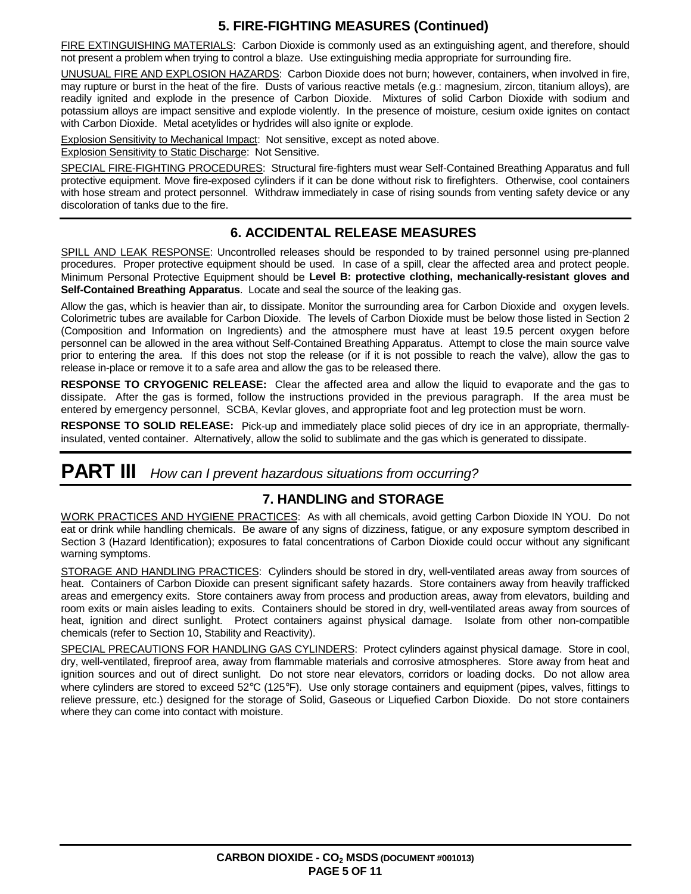## 5. FIRE-FIGHTING MEASURES (Continued)

FIRE EXTINGUISHING MATERIALS: Carbon Dioxide is commonly used as an extinguishing agent, and therefore, should not present a problem when trying to control a blaze. Use extinguishing media appropriate for surrounding fire.

UNUSUAL FIRE AND EXPLOSION HAZARDS: Carbon Dioxide does not burn; however, containers, when involved in fire, may rupture or burst in the heat of the fire. Dusts of various reactive metals (e.g.: magnesium, zircon, titanium alloys), are readily ignited and explode in the presence of Carbon Dioxide. Mixtures of solid Carbon Dioxide with sodium and potassium alloys are impact sensitive and explode violently. In the presence of moisture, cesium oxide ignites on contact with Carbon Dioxide. Metal acetylides or hydrides will also ignite or explode.

Explosion Sensitivity to Mechanical Impact: Not sensitive, except as noted above.
Explosion Sensitivity to Static Discharge: Not Sensitive.

SPECIAL FIRE-FIGHTING PROCEDURES: Structural fire-fighters must wear Self-Contained Breathing Apparatus and full protective equipment. Move fire-exposed cylinders if it can be done without risk to firefighters. Otherwise, cool containers with hose stream and protect personnel. Withdraw immediately in case of rising sounds from venting safety device or any discoloration of tanks due to the fire.

## 6. ACCIDENTAL RELEASE MEASURES

SPILL AND LEAK RESPONSE: Uncontrolled releases should be responded to by trained personnel using pre-planned procedures. Proper protective equipment should be used. In case of a spill, clear the affected area and protect people. Minimum Personal Protective Equipment should be **Level B: protective clothing, mechanically-resistant gloves and Self-Contained Breathing Apparatus**. Locate and seal the source of the leaking gas.

Allow the gas, which is heavier than air, to dissipate. Monitor the surrounding area for Carbon Dioxide and oxygen levels. Colorimetric tubes are available for Carbon Dioxide. The levels of Carbon Dioxide must be below those listed in Section 2 (Composition and Information on Ingredients) and the atmosphere must have at least 19.5 percent oxygen before personnel can be allowed in the area without Self-Contained Breathing Apparatus. Attempt to close the main source valve prior to entering the area. If this does not stop the release (or if it is not possible to reach the valve), allow the gas to release in-place or remove it to a safe area and allow the gas to be released there.

**RESPONSE TO CRYOGENIC RELEASE:** Clear the affected area and allow the liquid to evaporate and the gas to dissipate. After the gas is formed, follow the instructions provided in the previous paragraph. If the area must be entered by emergency personnel, SCBA, Kevlar gloves, and appropriate foot and leg protection must be worn.

**RESPONSE TO SOLID RELEASE:** Pick-up and immediately place solid pieces of dry ice in an appropriate, thermally-insulated, vented container. Alternatively, allow the solid to sublimate and the gas which is generated to dissipate.

# PART III *How can I prevent hazardous situations from occurring?*

## 7. HANDLING and STORAGE

WORK PRACTICES AND HYGIENE PRACTICES: As with all chemicals, avoid getting Carbon Dioxide IN YOU. Do not eat or drink while handling chemicals. Be aware of any signs of dizziness, fatigue, or any exposure symptom described in Section 3 (Hazard Identification); exposures to fatal concentrations of Carbon Dioxide could occur without any significant warning symptoms.

STORAGE AND HANDLING PRACTICES: Cylinders should be stored in dry, well-ventilated areas away from sources of heat. Containers of Carbon Dioxide can present significant safety hazards. Store containers away from heavily trafficked areas and emergency exits. Store containers away from process and production areas, away from elevators, building and room exits or main aisles leading to exits. Containers should be stored in dry, well-ventilated areas away from sources of heat, ignition and direct sunlight. Protect containers against physical damage. Isolate from other non-compatible chemicals (refer to Section 10, Stability and Reactivity).

SPECIAL PRECAUTIONS FOR HANDLING GAS CYLINDERS: Protect cylinders against physical damage. Store in cool, dry, well-ventilated, fireproof area, away from flammable materials and corrosive atmospheres. Store away from heat and ignition sources and out of direct sunlight. Do not store near elevators, corridors or loading docks. Do not allow area where cylinders are stored to exceed 52°C (125°F). Use only storage containers and equipment (pipes, valves, fittings to relieve pressure, etc.) designed for the storage of Solid, Gaseous or Liquefied Carbon Dioxide. Do not store containers where they can come into contact with moisture.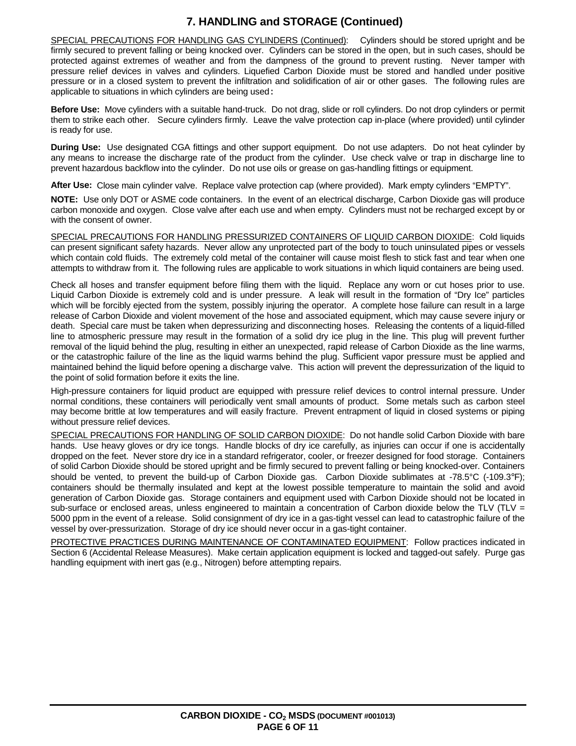## 7. HANDLING and STORAGE (Continued)

SPECIAL PRECAUTIONS FOR HANDLING GAS CYLINDERS (Continued): Cylinders should be stored upright and be firmly secured to prevent falling or being knocked over. Cylinders can be stored in the open, but in such cases, should be protected against extremes of weather and from the dampness of the ground to prevent rusting. Never tamper with pressure relief devices in valves and cylinders. Liquefied Carbon Dioxide must be stored and handled under positive pressure or in a closed system to prevent the infiltration and solidification of air or other gases. The following rules are applicable to situations in which cylinders are being used**:**

**Before Use:** Move cylinders with a suitable hand-truck. Do not drag, slide or roll cylinders. Do not drop cylinders or permit them to strike each other. Secure cylinders firmly. Leave the valve protection cap in-place (where provided) until cylinder is ready for use.

**During Use:** Use designated CGA fittings and other support equipment. Do not use adapters. Do not heat cylinder by any means to increase the discharge rate of the product from the cylinder. Use check valve or trap in discharge line to prevent hazardous backflow into the cylinder. Do not use oils or grease on gas-handling fittings or equipment.

**After Use:** Close main cylinder valve. Replace valve protection cap (where provided). Mark empty cylinders "EMPTY".

**NOTE:** Use only DOT or ASME code containers. In the event of an electrical discharge, Carbon Dioxide gas will produce carbon monoxide and oxygen. Close valve after each use and when empty. Cylinders must not be recharged except by or with the consent of owner.

SPECIAL PRECAUTIONS FOR HANDLING PRESSURIZED CONTAINERS OF LIQUID CARBON DIOXIDE: Cold liquids can present significant safety hazards. Never allow any unprotected part of the body to touch uninsulated pipes or vessels which contain cold fluids. The extremely cold metal of the container will cause moist flesh to stick fast and tear when one attempts to withdraw from it. The following rules are applicable to work situations in which liquid containers are being used.

Check all hoses and transfer equipment before filing them with the liquid. Replace any worn or cut hoses prior to use. Liquid Carbon Dioxide is extremely cold and is under pressure. A leak will result in the formation of "Dry Ice" particles which will be forcibly ejected from the system, possibly injuring the operator. A complete hose failure can result in a large release of Carbon Dioxide and violent movement of the hose and associated equipment, which may cause severe injury or death. Special care must be taken when depressurizing and disconnecting hoses. Releasing the contents of a liquid-filled line to atmospheric pressure may result in the formation of a solid dry ice plug in the line. This plug will prevent further removal of the liquid behind the plug, resulting in either an unexpected, rapid release of Carbon Dioxide as the line warms, or the catastrophic failure of the line as the liquid warms behind the plug. Sufficient vapor pressure must be applied and maintained behind the liquid before opening a discharge valve. This action will prevent the depressurization of the liquid to the point of solid formation before it exits the line.

High-pressure containers for liquid product are equipped with pressure relief devices to control internal pressure. Under normal conditions, these containers will periodically vent small amounts of product. Some metals such as carbon steel may become brittle at low temperatures and will easily fracture. Prevent entrapment of liquid in closed systems or piping without pressure relief devices.

SPECIAL PRECAUTIONS FOR HANDLING OF SOLID CARBON DIOXIDE: Do not handle solid Carbon Dioxide with bare hands. Use heavy gloves or dry ice tongs. Handle blocks of dry ice carefully, as injuries can occur if one is accidentally dropped on the feet. Never store dry ice in a standard refrigerator, cooler, or freezer designed for food storage. Containers of solid Carbon Dioxide should be stored upright and be firmly secured to prevent falling or being knocked-over. Containers should be vented, to prevent the build-up of Carbon Dioxide gas. Carbon Dioxide sublimates at -78.5°C (-109.3°F); containers should be thermally insulated and kept at the lowest possible temperature to maintain the solid and avoid generation of Carbon Dioxide gas. Storage containers and equipment used with Carbon Dioxide should not be located in sub-surface or enclosed areas, unless engineered to maintain a concentration of Carbon dioxide below the TLV (TLV = 5000 ppm in the event of a release. Solid consignment of dry ice in a gas-tight vessel can lead to catastrophic failure of the vessel by over-pressurization. Storage of dry ice should never occur in a gas-tight container.

PROTECTIVE PRACTICES DURING MAINTENANCE OF CONTAMINATED EQUIPMENT: Follow practices indicated in Section 6 (Accidental Release Measures). Make certain application equipment is locked and tagged-out safely. Purge gas handling equipment with inert gas (e.g., Nitrogen) before attempting repairs.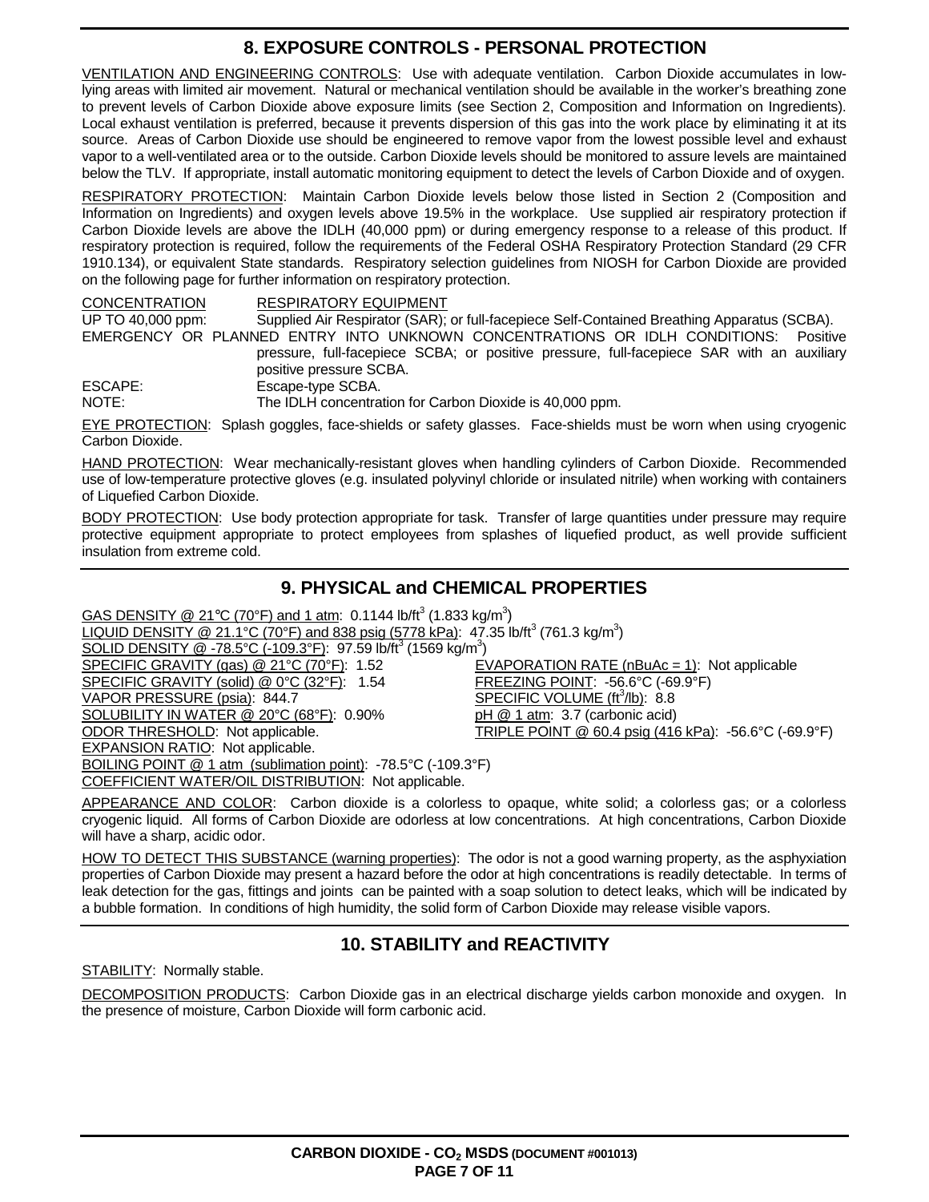## 8. EXPOSURE CONTROLS - PERSONAL PROTECTION

VENTILATION AND ENGINEERING CONTROLS: Use with adequate ventilation. Carbon Dioxide accumulates in low-lying areas with limited air movement. Natural or mechanical ventilation should be available in the worker's breathing zone to prevent levels of Carbon Dioxide above exposure limits (see Section 2, Composition and Information on Ingredients). Local exhaust ventilation is preferred, because it prevents dispersion of this gas into the work place by eliminating it at its source. Areas of Carbon Dioxide use should be engineered to remove vapor from the lowest possible level and exhaust vapor to a well-ventilated area or to the outside. Carbon Dioxide levels should be monitored to assure levels are maintained below the TLV. If appropriate, install automatic monitoring equipment to detect the levels of Carbon Dioxide and of oxygen.

RESPIRATORY PROTECTION: Maintain Carbon Dioxide levels below those listed in Section 2 (Composition and Information on Ingredients) and oxygen levels above 19.5% in the workplace. Use supplied air respiratory protection if Carbon Dioxide levels are above the IDLH (40,000 ppm) or during emergency response to a release of this product. If respiratory protection is required, follow the requirements of the Federal OSHA Respiratory Protection Standard (29 CFR 1910.134), or equivalent State standards. Respiratory selection guidelines from NIOSH for Carbon Dioxide are provided on the following page for further information on respiratory protection.

| CONCENTRATION | RESPIRATORY EQUIPMENT |
|---|---|
| UP TO 40,000 ppm: | Supplied Air Respirator (SAR); or full-facepiece Self-Contained Breathing Apparatus (SCBA). |
| EMERGENCY OR PLANNED ENTRY INTO UNKNOWN CONCENTRATIONS OR IDLH CONDITIONS: | Positive pressure, full-facepiece SCBA; or positive pressure, full-facepiece SAR with an auxiliary positive pressure SCBA. |
| ESCAPE: | Escape-type SCBA. |
| NOTE: | The IDLH concentration for Carbon Dioxide is 40,000 ppm. |

EYE PROTECTION: Splash goggles, face-shields or safety glasses. Face-shields must be worn when using cryogenic Carbon Dioxide.

HAND PROTECTION: Wear mechanically-resistant gloves when handling cylinders of Carbon Dioxide. Recommended use of low-temperature protective gloves (e.g. insulated polyvinyl chloride or insulated nitrile) when working with containers of Liquefied Carbon Dioxide.

BODY PROTECTION: Use body protection appropriate for task. Transfer of large quantities under pressure may require protective equipment appropriate to protect employees from splashes of liquefied product, as well provide sufficient insulation from extreme cold.

## 9. PHYSICAL and CHEMICAL PROPERTIES

GAS DENSITY @ 21°C (70°F) and 1 atm: 0.1144 lb/ft$^3$ (1.833 kg/m$^3$)

LIQUID DENSITY @ 21.1°C (70°F) and 838 psig (5778 kPa): 47.35 lb/ft$^3$ (761.3 kg/m$^3$)

SOLID DENSITY @ -78.5°C (-109.3°F): 97.59 lb/ft$^3$ (1569 kg/m$^3$)

SPECIFIC GRAVITY (gas) @ 21°C (70°F): 1.52

SPECIFIC GRAVITY (solid) @ 0°C (32°F): 1.54

VAPOR PRESSURE (psia): 844.7

SOLUBILITY IN WATER @ 20°C (68°F): 0.90%

ODOR THRESHOLD: Not applicable.

EXPANSION RATIO: Not applicable.

BOILING POINT @ 1 atm (sublimation point): -78.5°C (-109.3°F)

COEFFICIENT WATER/OIL DISTRIBUTION: Not applicable.

EVAPORATION RATE (nBuAc = 1): Not applicable

FREEZING POINT: -56.6°C (-69.9°F)

SPECIFIC VOLUME (ft$^3$/lb): 8.8

pH @ 1 atm: 3.7 (carbonic acid)

TRIPLE POINT @ 60.4 psig (416 kPa): -56.6°C (-69.9°F)

APPEARANCE AND COLOR: Carbon dioxide is a colorless to opaque, white solid; a colorless gas; or a colorless cryogenic liquid. All forms of Carbon Dioxide are odorless at low concentrations. At high concentrations, Carbon Dioxide will have a sharp, acidic odor.

HOW TO DETECT THIS SUBSTANCE (warning properties): The odor is not a good warning property, as the asphyxiation properties of Carbon Dioxide may present a hazard before the odor at high concentrations is readily detectable. In terms of leak detection for the gas, fittings and joints can be painted with a soap solution to detect leaks, which will be indicated by a bubble formation. In conditions of high humidity, the solid form of Carbon Dioxide may release visible vapors.

## 10. STABILITY and REACTIVITY

STABILITY: Normally stable.

DECOMPOSITION PRODUCTS: Carbon Dioxide gas in an electrical discharge yields carbon monoxide and oxygen. In the presence of moisture, Carbon Dioxide will form carbonic acid.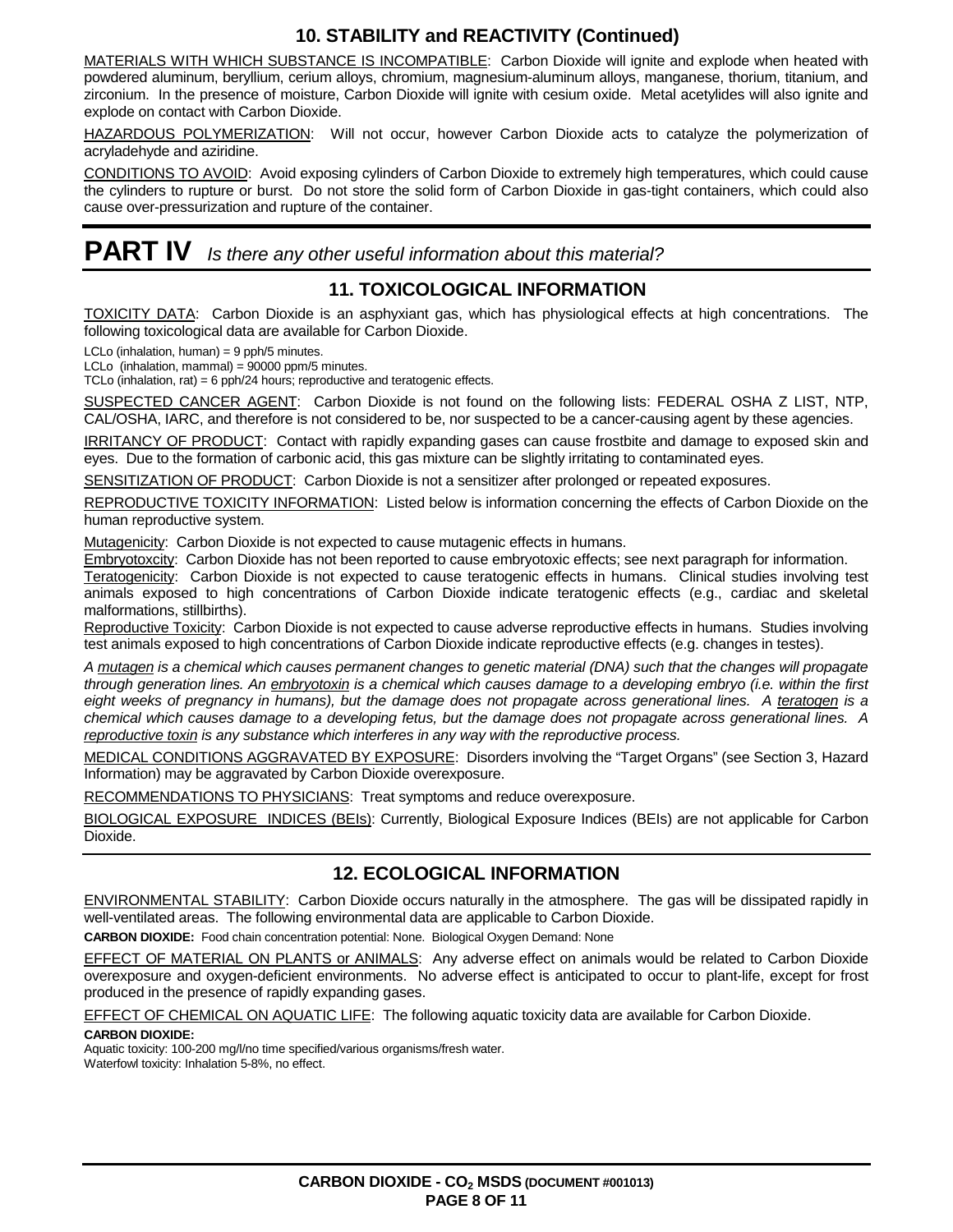## 10. STABILITY and REACTIVITY (Continued)

MATERIALS WITH WHICH SUBSTANCE IS INCOMPATIBLE: Carbon Dioxide will ignite and explode when heated with powdered aluminum, beryllium, cerium alloys, chromium, magnesium-aluminum alloys, manganese, thorium, titanium, and zirconium. In the presence of moisture, Carbon Dioxide will ignite with cesium oxide. Metal acetylides will also ignite and explode on contact with Carbon Dioxide.

HAZARDOUS POLYMERIZATION: Will not occur, however Carbon Dioxide acts to catalyze the polymerization of acryladehyde and aziridine.

CONDITIONS TO AVOID: Avoid exposing cylinders of Carbon Dioxide to extremely high temperatures, which could cause the cylinders to rupture or burst. Do not store the solid form of Carbon Dioxide in gas-tight containers, which could also cause over-pressurization and rupture of the container.

# PART IV *Is there any other useful information about this material?*

## 11. TOXICOLOGICAL INFORMATION

TOXICITY DATA: Carbon Dioxide is an asphyxiant gas, which has physiological effects at high concentrations. The following toxicological data are available for Carbon Dioxide.

LCLo (inhalation, human) = 9 pph/5 minutes.
LCLo (inhalation, mammal) = 90000 ppm/5 minutes.
TCLo (inhalation, rat) = 6 pph/24 hours; reproductive and teratogenic effects.

SUSPECTED CANCER AGENT: Carbon Dioxide is not found on the following lists: FEDERAL OSHA Z LIST, NTP, CAL/OSHA, IARC, and therefore is not considered to be, nor suspected to be a cancer-causing agent by these agencies.

IRRITANCY OF PRODUCT: Contact with rapidly expanding gases can cause frostbite and damage to exposed skin and eyes. Due to the formation of carbonic acid, this gas mixture can be slightly irritating to contaminated eyes.

SENSITIZATION OF PRODUCT: Carbon Dioxide is not a sensitizer after prolonged or repeated exposures.

REPRODUCTIVE TOXICITY INFORMATION: Listed below is information concerning the effects of Carbon Dioxide on the human reproductive system.

Mutagenicity: Carbon Dioxide is not expected to cause mutagenic effects in humans.
Embryotoxcity: Carbon Dioxide has not been reported to cause embryotoxic effects; see next paragraph for information.
Teratogenicity: Carbon Dioxide is not expected to cause teratogenic effects in humans. Clinical studies involving test animals exposed to high concentrations of Carbon Dioxide indicate teratogenic effects (e.g., cardiac and skeletal malformations, stillbirths).
Reproductive Toxicity: Carbon Dioxide is not expected to cause adverse reproductive effects in humans. Studies involving test animals exposed to high concentrations of Carbon Dioxide indicate reproductive effects (e.g. changes in testes).

*A mutagen is a chemical which causes permanent changes to genetic material (DNA) such that the changes will propagate through generation lines. An embryotoxin is a chemical which causes damage to a developing embryo (i.e. within the first eight weeks of pregnancy in humans), but the damage does not propagate across generational lines. A teratogen is a chemical which causes damage to a developing fetus, but the damage does not propagate across generational lines. A reproductive toxin is any substance which interferes in any way with the reproductive process.*

MEDICAL CONDITIONS AGGRAVATED BY EXPOSURE: Disorders involving the "Target Organs" (see Section 3, Hazard Information) may be aggravated by Carbon Dioxide overexposure.

RECOMMENDATIONS TO PHYSICIANS: Treat symptoms and reduce overexposure.

BIOLOGICAL EXPOSURE INDICES (BEIs): Currently, Biological Exposure Indices (BEIs) are not applicable for Carbon Dioxide.

## 12. ECOLOGICAL INFORMATION

ENVIRONMENTAL STABILITY: Carbon Dioxide occurs naturally in the atmosphere. The gas will be dissipated rapidly in well-ventilated areas. The following environmental data are applicable to Carbon Dioxide.

**CARBON DIOXIDE:** Food chain concentration potential: None. Biological Oxygen Demand: None

EFFECT OF MATERIAL ON PLANTS or ANIMALS: Any adverse effect on animals would be related to Carbon Dioxide overexposure and oxygen-deficient environments. No adverse effect is anticipated to occur to plant-life, except for frost produced in the presence of rapidly expanding gases.

EFFECT OF CHEMICAL ON AQUATIC LIFE: The following aquatic toxicity data are available for Carbon Dioxide.

**CARBON DIOXIDE:**
Aquatic toxicity: 100-200 mg/l/no time specified/various organisms/fresh water.
Waterfowl toxicity: Inhalation 5-8%, no effect.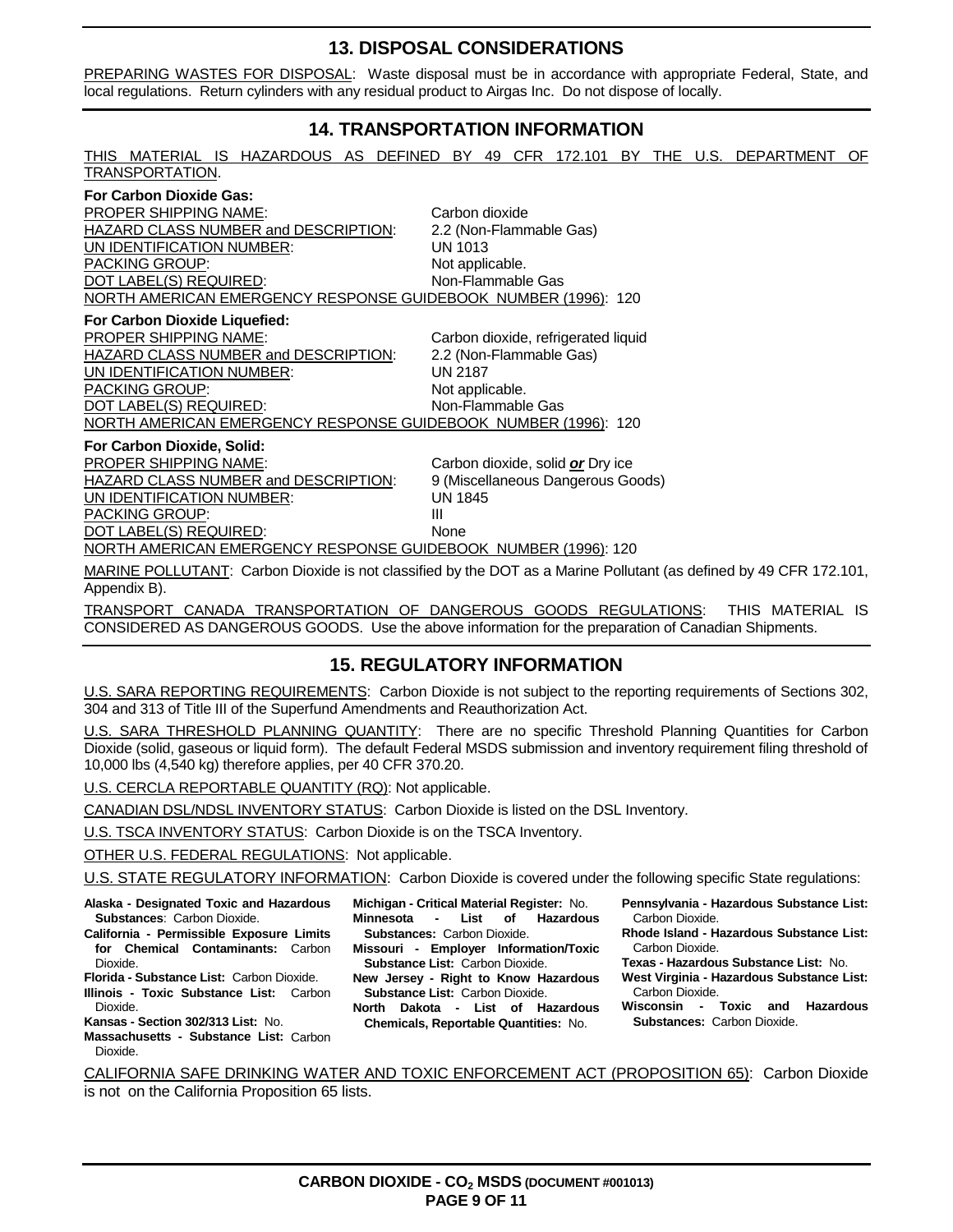## 13. DISPOSAL CONSIDERATIONS

PREPARING WASTES FOR DISPOSAL: Waste disposal must be in accordance with appropriate Federal, State, and local regulations. Return cylinders with any residual product to Airgas Inc. Do not dispose of locally.

## 14. TRANSPORTATION INFORMATION

THIS MATERIAL IS HAZARDOUS AS DEFINED BY 49 CFR 172.101 BY THE U.S. DEPARTMENT OF TRANSPORTATION.

**For Carbon Dioxide Gas:**

PROPER SHIPPING NAME: Carbon dioxide
HAZARD CLASS NUMBER and DESCRIPTION: 2.2 (Non-Flammable Gas)
UN IDENTIFICATION NUMBER: UN 1013
PACKING GROUP: Not applicable.
DOT LABEL(S) REQUIRED: Non-Flammable Gas
NORTH AMERICAN EMERGENCY RESPONSE GUIDEBOOK NUMBER (1996): 120

**For Carbon Dioxide Liquefied:**

PROPER SHIPPING NAME: Carbon dioxide, refrigerated liquid
HAZARD CLASS NUMBER and DESCRIPTION: 2.2 (Non-Flammable Gas)
UN IDENTIFICATION NUMBER: UN 2187
PACKING GROUP: Not applicable.
DOT LABEL(S) REQUIRED: Non-Flammable Gas
NORTH AMERICAN EMERGENCY RESPONSE GUIDEBOOK NUMBER (1996): 120

**For Carbon Dioxide, Solid:**

PROPER SHIPPING NAME: Carbon dioxide, solid ***or*** Dry ice
HAZARD CLASS NUMBER and DESCRIPTION: 9 (Miscellaneous Dangerous Goods)
UN IDENTIFICATION NUMBER: UN 1845
PACKING GROUP: III
DOT LABEL(S) REQUIRED: None
NORTH AMERICAN EMERGENCY RESPONSE GUIDEBOOK NUMBER (1996): 120

MARINE POLLUTANT: Carbon Dioxide is not classified by the DOT as a Marine Pollutant (as defined by 49 CFR 172.101, Appendix B).

TRANSPORT CANADA TRANSPORTATION OF DANGEROUS GOODS REGULATIONS: THIS MATERIAL IS CONSIDERED AS DANGEROUS GOODS. Use the above information for the preparation of Canadian Shipments.

## 15. REGULATORY INFORMATION

U.S. SARA REPORTING REQUIREMENTS: Carbon Dioxide is not subject to the reporting requirements of Sections 302, 304 and 313 of Title III of the Superfund Amendments and Reauthorization Act.

U.S. SARA THRESHOLD PLANNING QUANTITY: There are no specific Threshold Planning Quantities for Carbon Dioxide (solid, gaseous or liquid form). The default Federal MSDS submission and inventory requirement filing threshold of 10,000 lbs (4,540 kg) therefore applies, per 40 CFR 370.20.

U.S. CERCLA REPORTABLE QUANTITY (RQ): Not applicable.

CANADIAN DSL/NDSL INVENTORY STATUS: Carbon Dioxide is listed on the DSL Inventory.

U.S. TSCA INVENTORY STATUS: Carbon Dioxide is on the TSCA Inventory.

OTHER U.S. FEDERAL REGULATIONS: Not applicable.

U.S. STATE REGULATORY INFORMATION: Carbon Dioxide is covered under the following specific State regulations:

**Alaska - Designated Toxic and Hazardous Substances**: Carbon Dioxide.
**California - Permissible Exposure Limits for Chemical Contaminants:** Carbon Dioxide.
**Florida - Substance List:** Carbon Dioxide.
**Illinois - Toxic Substance List:** Carbon Dioxide.
**Kansas - Section 302/313 List:** No.
**Massachusetts - Substance List:** Carbon Dioxide.
**Michigan - Critical Material Register:** No.
**Minnesota - List of Hazardous Substances:** Carbon Dioxide.
**Missouri - Employer Information/Toxic Substance List:** Carbon Dioxide.
**New Jersey - Right to Know Hazardous Substance List:** Carbon Dioxide.
**North Dakota - List of Hazardous Chemicals, Reportable Quantities:** No.
**Pennsylvania - Hazardous Substance List:** Carbon Dioxide.
**Rhode Island - Hazardous Substance List:** Carbon Dioxide.
**Texas - Hazardous Substance List:** No.
**West Virginia - Hazardous Substance List:** Carbon Dioxide.
**Wisconsin - Toxic and Hazardous Substances:** Carbon Dioxide.

CALIFORNIA SAFE DRINKING WATER AND TOXIC ENFORCEMENT ACT (PROPOSITION 65): Carbon Dioxide is not on the California Proposition 65 lists.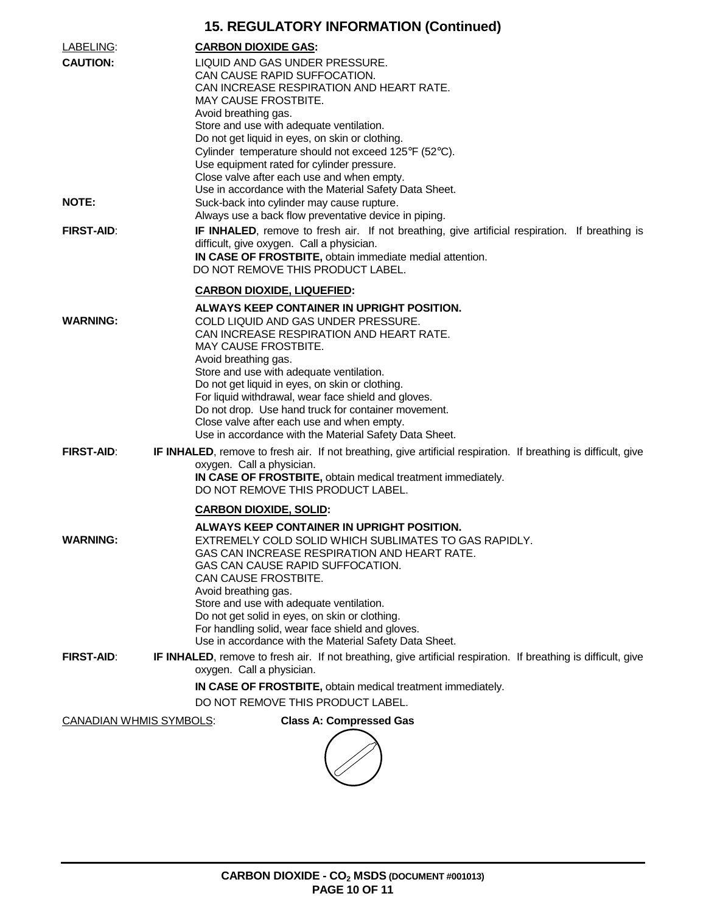## 15. REGULATORY INFORMATION (Continued)

LABELING: **CARBON DIOXIDE GAS:**

**CAUTION:** LIQUID AND GAS UNDER PRESSURE.
CAN CAUSE RAPID SUFFOCATION.
CAN INCREASE RESPIRATION AND HEART RATE.
MAY CAUSE FROSTBITE.
Avoid breathing gas.
Store and use with adequate ventilation.
Do not get liquid in eyes, on skin or clothing.
Cylinder temperature should not exceed 125°F (52°C).
Use equipment rated for cylinder pressure.
Close valve after each use and when empty.
Use in accordance with the Material Safety Data Sheet.

**NOTE:** Suck-back into cylinder may cause rupture.
Always use a back flow preventative device in piping.

**FIRST-AID**: **IF INHALED**, remove to fresh air. If not breathing, give artificial respiration. If breathing is difficult, give oxygen. Call a physician.
**IN CASE OF FROSTBITE,** obtain immediate medial attention.
DO NOT REMOVE THIS PRODUCT LABEL.

**CARBON DIOXIDE, LIQUEFIED:**

**ALWAYS KEEP CONTAINER IN UPRIGHT POSITION.**

**WARNING:** COLD LIQUID AND GAS UNDER PRESSURE.
CAN INCREASE RESPIRATION AND HEART RATE.
MAY CAUSE FROSTBITE.
Avoid breathing gas.
Store and use with adequate ventilation.
Do not get liquid in eyes, on skin or clothing.
For liquid withdrawal, wear face shield and gloves.
Do not drop. Use hand truck for container movement.
Close valve after each use and when empty.
Use in accordance with the Material Safety Data Sheet.

**FIRST-AID**: **IF INHALED**, remove to fresh air. If not breathing, give artificial respiration. If breathing is difficult, give oxygen. Call a physician.
**IN CASE OF FROSTBITE,** obtain medical treatment immediately.
DO NOT REMOVE THIS PRODUCT LABEL.

**CARBON DIOXIDE, SOLID:**

**ALWAYS KEEP CONTAINER IN UPRIGHT POSITION.**

**WARNING:** EXTREMELY COLD SOLID WHICH SUBLIMATES TO GAS RAPIDLY.
GAS CAN INCREASE RESPIRATION AND HEART RATE.
GAS CAN CAUSE RAPID SUFFOCATION.
CAN CAUSE FROSTBITE.
Avoid breathing gas.
Store and use with adequate ventilation.
Do not get solid in eyes, on skin or clothing.
For handling solid, wear face shield and gloves.
Use in accordance with the Material Safety Data Sheet.

**FIRST-AID**: **IF INHALED**, remove to fresh air. If not breathing, give artificial respiration. If breathing is difficult, give oxygen. Call a physician.

**IN CASE OF FROSTBITE,** obtain medical treatment immediately.

DO NOT REMOVE THIS PRODUCT LABEL.

CANADIAN WHMIS SYMBOLS: **Class A: Compressed Gas**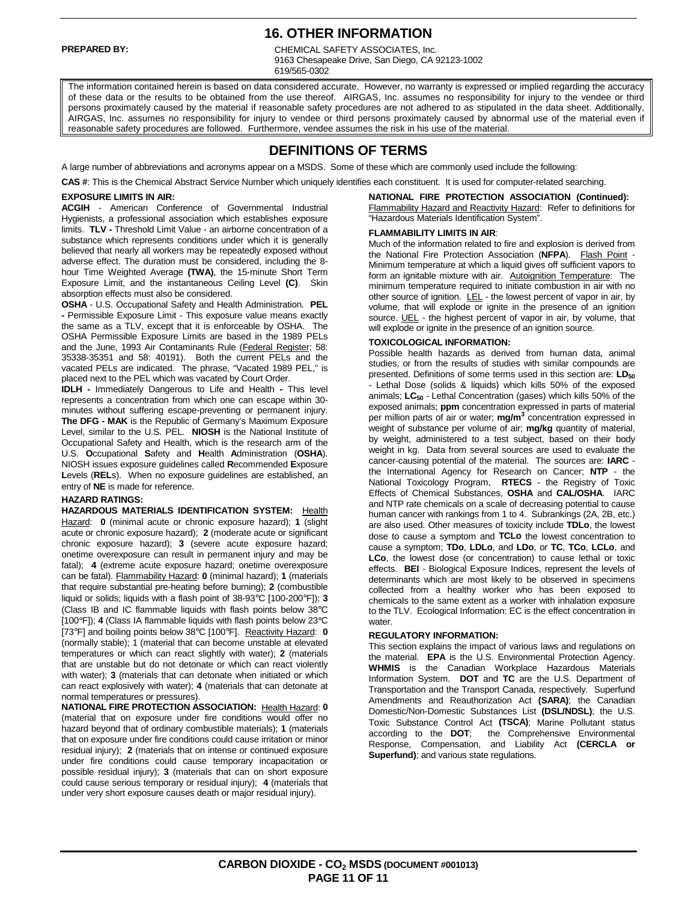## 16. OTHER INFORMATION

**PREPARED BY:** CHEMICAL SAFETY ASSOCIATES, Inc.
9163 Chesapeake Drive, San Diego, CA 92123-1002
619/565-0302

The information contained herein is based on data considered accurate. However, no warranty is expressed or implied regarding the accuracy of these data or the results to be obtained from the use thereof. AIRGAS, Inc. assumes no responsibility for injury to the vendee or third persons proximately caused by the material if reasonable safety procedures are not adhered to as stipulated in the data sheet. Additionally, AIRGAS, Inc. assumes no responsibility for injury to vendee or third persons proximately caused by abnormal use of the material even if reasonable safety procedures are followed. Furthermore, vendee assumes the risk in his use of the material.

## DEFINITIONS OF TERMS

A large number of abbreviations and acronyms appear on a MSDS. Some of these which are commonly used include the following:

**CAS #**: This is the Chemical Abstract Service Number which uniquely identifies each constituent. It is used for computer-related searching.

**EXPOSURE LIMITS IN AIR:**

**ACGIH** - American Conference of Governmental Industrial Hygienists, a professional association which establishes exposure limits. **TLV -** Threshold Limit Value - an airborne concentration of a substance which represents conditions under which it is generally believed that nearly all workers may be repeatedly exposed without adverse effect. The duration must be considered, including the 8-hour Time Weighted Average **(TWA)**, the 15-minute Short Term Exposure Limit, and the instantaneous Ceiling Level **(C)**. Skin absorption effects must also be considered.

**OSHA** - U.S. Occupational Safety and Health Administration. **PEL -** Permissible Exposure Limit - This exposure value means exactly the same as a TLV, except that it is enforceable by OSHA. The OSHA Permissible Exposure Limits are based in the 1989 PELs and the June, 1993 Air Contaminants Rule (Federal Register: 58: 35338-35351 and 58: 40191). Both the current PELs and the vacated PELs are indicated. The phrase, "Vacated 1989 PEL," is placed next to the PEL which was vacated by Court Order.

**IDLH -** Immediately Dangerous to Life and Health **-** This level represents a concentration from which one can escape within 30-minutes without suffering escape-preventing or permanent injury. **The DFG - MAK** is the Republic of Germany's Maximum Exposure Level, similar to the U.S. PEL. **NIOSH** is the National Institute of Occupational Safety and Health, which is the research arm of the U.S. **O**ccupational **S**afety and **H**ealth **A**dministration (**OSHA**). NIOSH issues exposure guidelines called **R**ecommended **E**xposure **L**evels (**REL**s). When no exposure guidelines are established, an entry of **NE** is made for reference.

**HAZARD RATINGS:**

**HAZARDOUS MATERIALS IDENTIFICATION SYSTEM:** Health Hazard: **0** (minimal acute or chronic exposure hazard); **1** (slight acute or chronic exposure hazard); **2** (moderate acute or significant chronic exposure hazard); **3** (severe acute exposure hazard; onetime overexposure can result in permanent injury and may be fatal); **4** (extreme acute exposure hazard; onetime overexposure can be fatal). Flammability Hazard: **0** (minimal hazard); **1** (materials that require substantial pre-heating before burning); **2** (combustible liquid or solids; liquids with a flash point of 38-93°C [100-200°F]); **3** (Class IB and IC flammable liquids with flash points below 38°C [100°F]); **4** (Class IA flammable liquids with flash points below 23°C [73°F] and boiling points below 38°C [100°F]. Reactivity Hazard: **0** (normally stable); 1 (material that can become unstable at elevated temperatures or which can react slightly with water); **2** (materials that are unstable but do not detonate or which can react violently with water); **3** (materials that can detonate when initiated or which can react explosively with water); **4** (materials that can detonate at normal temperatures or pressures).

**NATIONAL FIRE PROTECTION ASSOCIATION:** Health Hazard: **0** (material that on exposure under fire conditions would offer no hazard beyond that of ordinary combustible materials); **1** (materials that on exposure under fire conditions could cause irritation or minor residual injury); **2** (materials that on intense or continued exposure under fire conditions could cause temporary incapacitation or possible residual injury); **3** (materials that can on short exposure could cause serious temporary or residual injury); **4** (materials that under very short exposure causes death or major residual injury).

**NATIONAL FIRE PROTECTION ASSOCIATION (Continued):** Flammability Hazard and Reactivity Hazard: Refer to definitions for "Hazardous Materials Identification System".

**FLAMMABILITY LIMITS IN AIR**:

Much of the information related to fire and explosion is derived from the National Fire Protection Association (**NFPA**). Flash Point - Minimum temperature at which a liquid gives off sufficient vapors to form an ignitable mixture with air. Autoignition Temperature: The minimum temperature required to initiate combustion in air with no other source of ignition. LEL - the lowest percent of vapor in air, by volume, that will explode or ignite in the presence of an ignition source. UEL - the highest percent of vapor in air, by volume, that will explode or ignite in the presence of an ignition source.

**TOXICOLOGICAL INFORMATION:**

Possible health hazards as derived from human data, animal studies, or from the results of studies with similar compounds are presented. Definitions of some terms used in this section are: **$LD_{50}$** - Lethal Dose (solids & liquids) which kills 50% of the exposed animals; **$LC_{50}$** - Lethal Concentration (gases) which kills 50% of the exposed animals; **ppm** concentration expressed in parts of material per million parts of air or water; **$mg/m^3$** concentration expressed in weight of substance per volume of air; **mg/kg** quantity of material, by weight, administered to a test subject, based on their body weight in kg. Data from several sources are used to evaluate the cancer-causing potential of the material. The sources are: **IARC** - the International Agency for Research on Cancer; **NTP** - the National Toxicology Program, **RTECS** - the Registry of Toxic Effects of Chemical Substances, **OSHA** and **CAL/OSHA**. IARC and NTP rate chemicals on a scale of decreasing potential to cause human cancer with rankings from 1 to 4. Subrankings (2A, 2B, etc.) are also used. Other measures of toxicity include **TDLo**, the lowest dose to cause a symptom and **TCLo** the lowest concentration to cause a symptom; **TDo**, **LDLo**, and **LDo**, or **TC**, **TCo**, **LCLo**, and **LCo**, the lowest dose (or concentration) to cause lethal or toxic effects. **BEI** - Biological Exposure Indices, represent the levels of determinants which are most likely to be observed in specimens collected from a healthy worker who has been exposed to chemicals to the same extent as a worker with inhalation exposure to the TLV. Ecological Information: EC is the effect concentration in water.

**REGULATORY INFORMATION:**

This section explains the impact of various laws and regulations on the material. **EPA** is the U.S. Environmental Protection Agency. **WHMIS** is the Canadian Workplace Hazardous Materials Information System. **DOT** and **TC** are the U.S. Department of Transportation and the Transport Canada, respectively. Superfund Amendments and Reauthorization Act **(SARA)**; the Canadian Domestic/Non-Domestic Substances List **(DSL/NDSL)**; the U.S. Toxic Substance Control Act **(TSCA)**; Marine Pollutant status according to the **DOT**; the Comprehensive Environmental Response, Compensation, and Liability Act **(CERCLA or Superfund)**; and various state regulations.